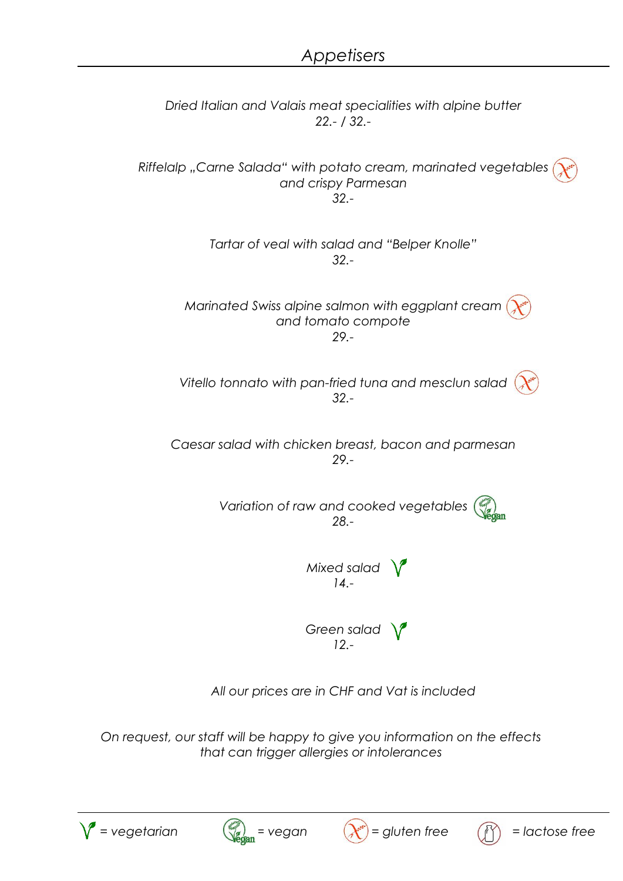# *Appetisers*

*Dried Italian and Valais meat specialities with alpine butter*
*22.- / 32.-*

*Riffelalp „Carne Salada“ with potato cream, marinated vegetables and crispy Parmesan* (gluten free)
*32.-*

*Tartar of veal with salad and “Belper Knolle”*
*32.-*

*Marinated Swiss alpine salmon with eggplant cream and tomato compote* (gluten free)
*29.-*

*Vitello tonnato with pan-fried tuna and mesclun salad* (gluten free)
*32.-*

*Caesar salad with chicken breast, bacon and parmesan*
*29.-*

*Variation of raw and cooked vegetables* (vegan)
*28.-*

*Mixed salad* (vegetarian)
*14.-*

*Green salad* (vegetarian)
*12.-*

*All our prices are in CHF and Vat is included*

*On request, our staff will be happy to give you information on the effects that can trigger allergies or intolerances*

---

*= vegetarian* | *= vegan* | *= gluten free* | *= lactose free*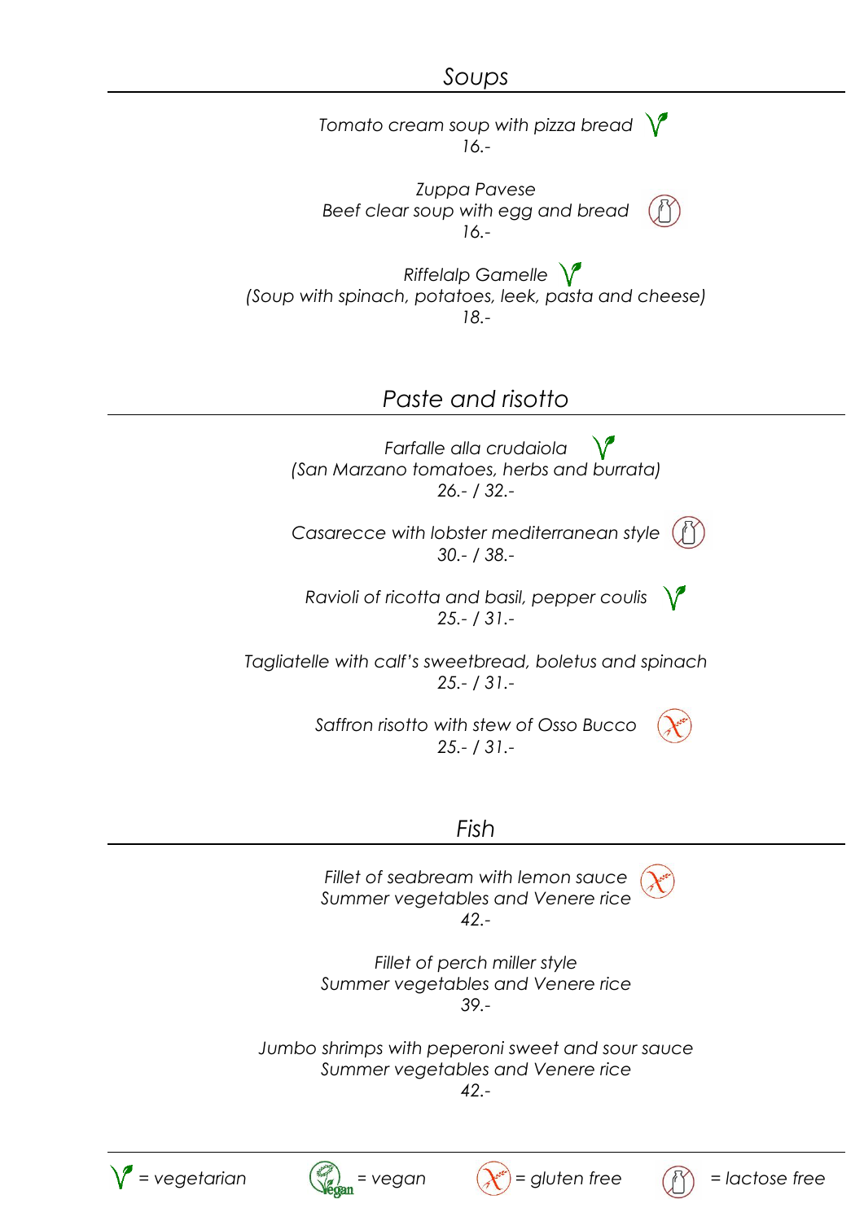## *Soups*

*Tomato cream soup with pizza bread* (vegetarian)
*16.-*

*Zuppa Pavese*
*Beef clear soup with egg and bread* (lactose free)
*16.-*

*Riffelalp Gamelle* (vegetarian)
*(Soup with spinach, potatoes, leek, pasta and cheese)*
*18.-*

## *Paste and risotto*

*Farfalle alla crudaiola* (vegetarian)
*(San Marzano tomatoes, herbs and burrata)*
*26.- / 32.-*

*Casarecce with lobster mediterranean style* (lactose free)
*30.- / 38.-*

*Ravioli of ricotta and basil, pepper coulis* (vegetarian)
*25.- / 31.-*

*Tagliatelle with calf's sweetbread, boletus and spinach*
*25.- / 31.-*

*Saffron risotto with stew of Osso Bucco* (gluten free)
*25.- / 31.-*

## *Fish*

*Fillet of seabream with lemon sauce* (gluten free)
*Summer vegetables and Venere rice*
*42.-*

*Fillet of perch miller style*
*Summer vegetables and Venere rice*
*39.-*

*Jumbo shrimps with peperoni sweet and sour sauce*
*Summer vegetables and Venere rice*
*42.-*

---

*= vegetarian* | *= vegan* | *= gluten free* | *= lactose free*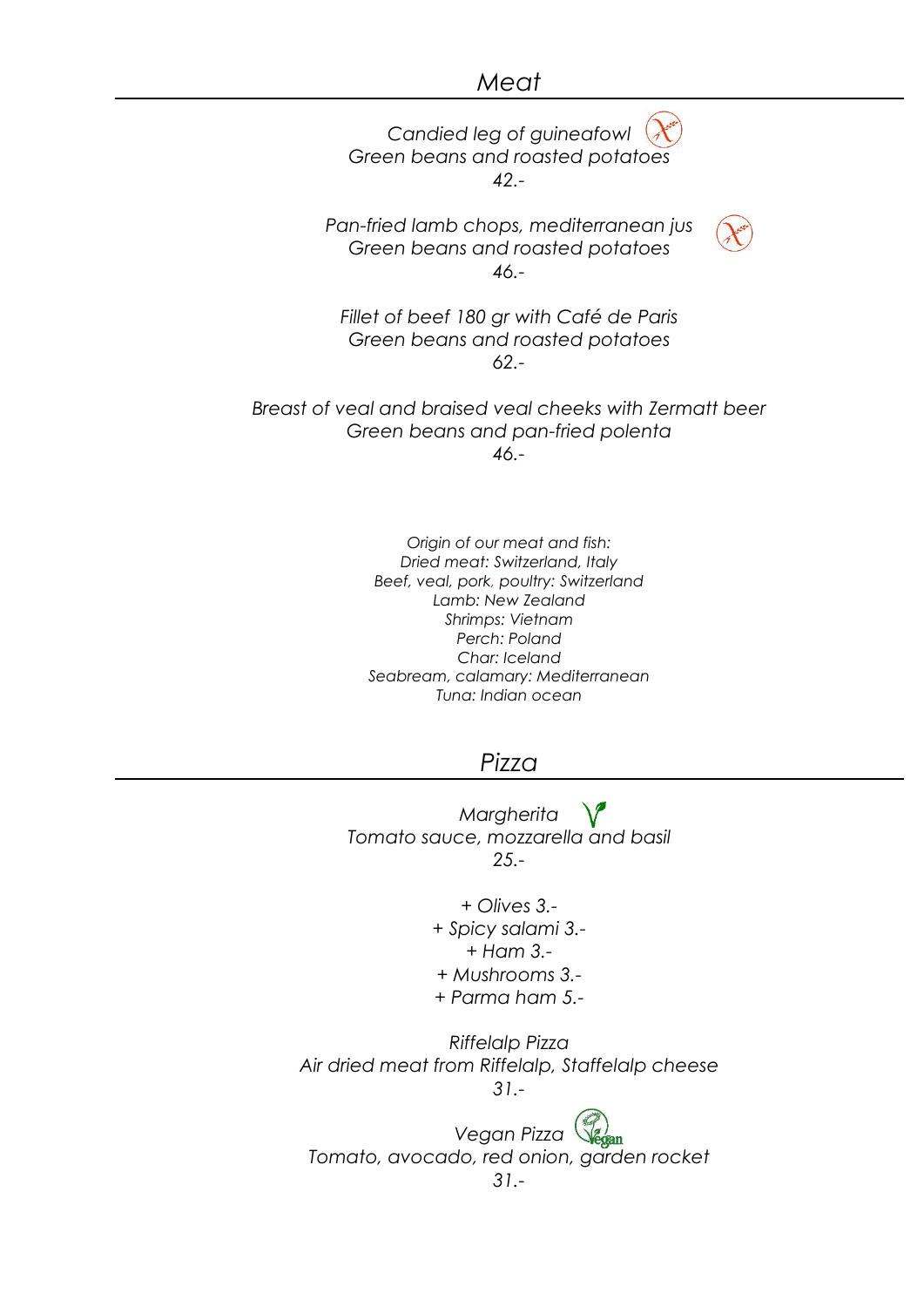## *Meat*

*Candied leg of guineafowl*
*Green beans and roasted potatoes*
*42.-*

*Pan-fried lamb chops, mediterranean jus*
*Green beans and roasted potatoes*
*46.-*

*Fillet of beef 180 gr with Café de Paris*
*Green beans and roasted potatoes*
*62.-*

*Breast of veal and braised veal cheeks with Zermatt beer*
*Green beans and pan-fried polenta*
*46.-*

*Origin of our meat and fish:*
*Dried meat: Switzerland, Italy*
*Beef, veal, pork, poultry: Switzerland*
*Lamb: New Zealand*
*Shrimps: Vietnam*
*Perch: Poland*
*Char: Iceland*
*Seabream, calamary: Mediterranean*
*Tuna: Indian ocean*

## *Pizza*

*Margherita*
*Tomato sauce, mozzarella and basil*
*25.-*

*+ Olives 3.-*
*+ Spicy salami 3.-*
*+ Ham 3.-*
*+ Mushrooms 3.-*
*+ Parma ham 5.-*

*Riffelalp Pizza*
*Air dried meat from Riffelalp, Staffelalp cheese*
*31.-*

*Vegan Pizza*
*Tomato, avocado, red onion, garden rocket*
*31.-*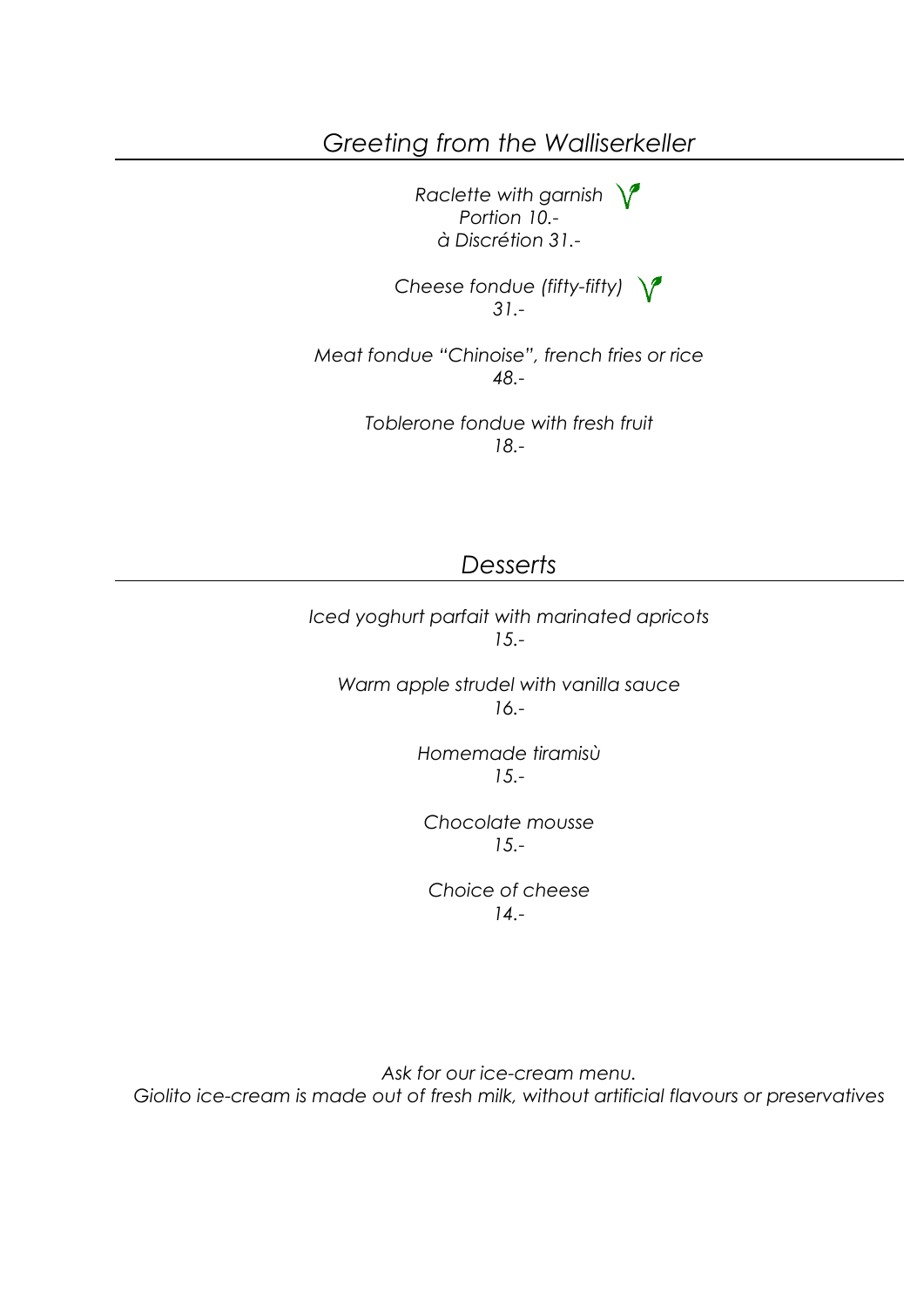## *Greeting from the Walliserkeller*

*Raclette with garnish*
*Portion 10.-*
*à Discrétion 31.-*

*Cheese fondue (fifty-fifty)*
*31.-*

*Meat fondue "Chinoise", french fries or rice*
*48.-*

*Toblerone fondue with fresh fruit*
*18.-*

## *Desserts*

*Iced yoghurt parfait with marinated apricots*
*15.-*

*Warm apple strudel with vanilla sauce*
*16.-*

*Homemade tiramisù*
*15.-*

*Chocolate mousse*
*15.-*

*Choice of cheese*
*14.-*

*Ask for our ice-cream menu.*
*Giolito ice-cream is made out of fresh milk, without artificial flavours or preservatives*